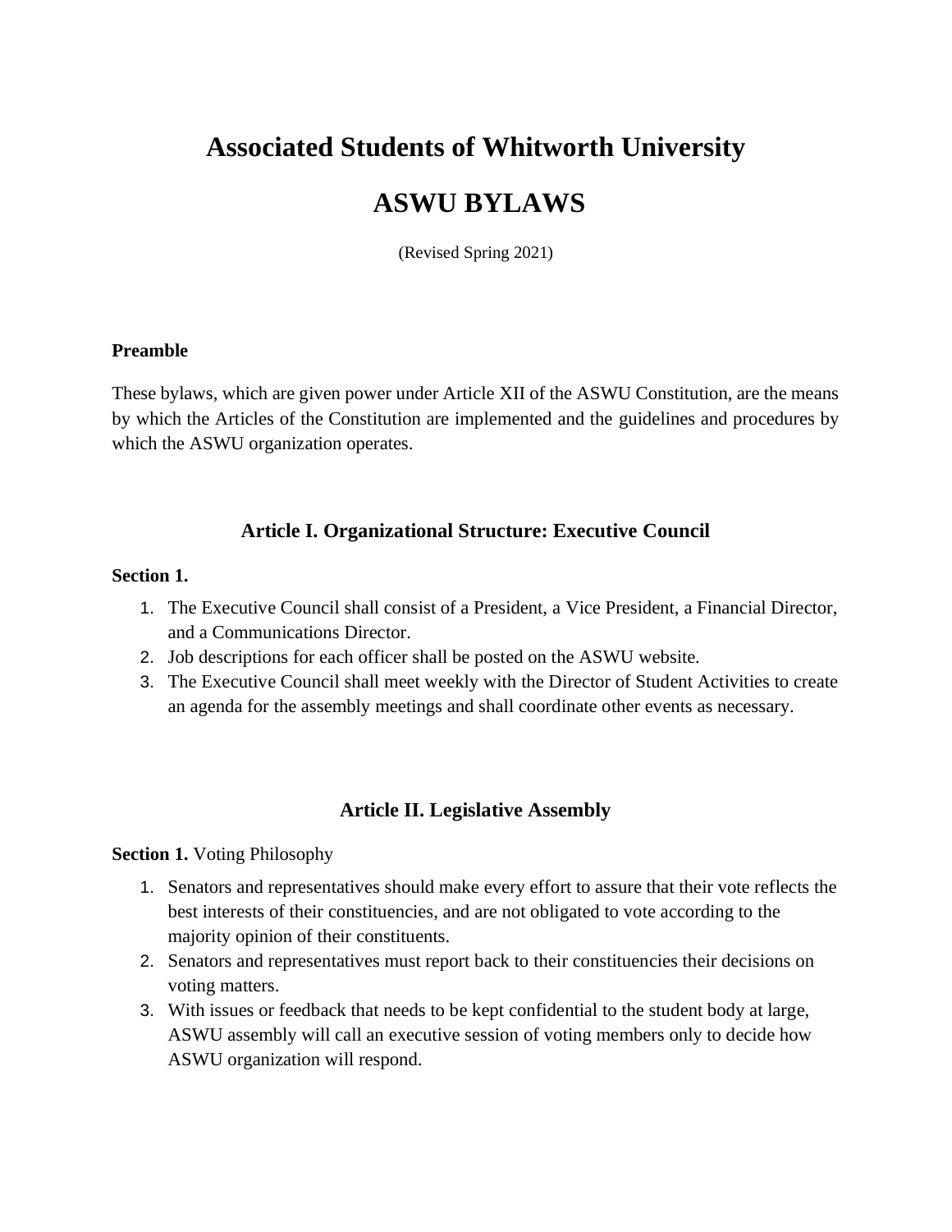# Associated Students of Whitworth University

# ASWU BYLAWS

(Revised Spring 2021)

**Preamble**

These bylaws, which are given power under Article XII of the ASWU Constitution, are the means by which the Articles of the Constitution are implemented and the guidelines and procedures by which the ASWU organization operates.

## Article I. Organizational Structure: Executive Council

**Section 1.**

1. The Executive Council shall consist of a President, a Vice President, a Financial Director, and a Communications Director.
2. Job descriptions for each officer shall be posted on the ASWU website.
3. The Executive Council shall meet weekly with the Director of Student Activities to create an agenda for the assembly meetings and shall coordinate other events as necessary.

## Article II. Legislative Assembly

**Section 1.** Voting Philosophy

1. Senators and representatives should make every effort to assure that their vote reflects the best interests of their constituencies, and are not obligated to vote according to the majority opinion of their constituents.
2. Senators and representatives must report back to their constituencies their decisions on voting matters.
3. With issues or feedback that needs to be kept confidential to the student body at large, ASWU assembly will call an executive session of voting members only to decide how ASWU organization will respond.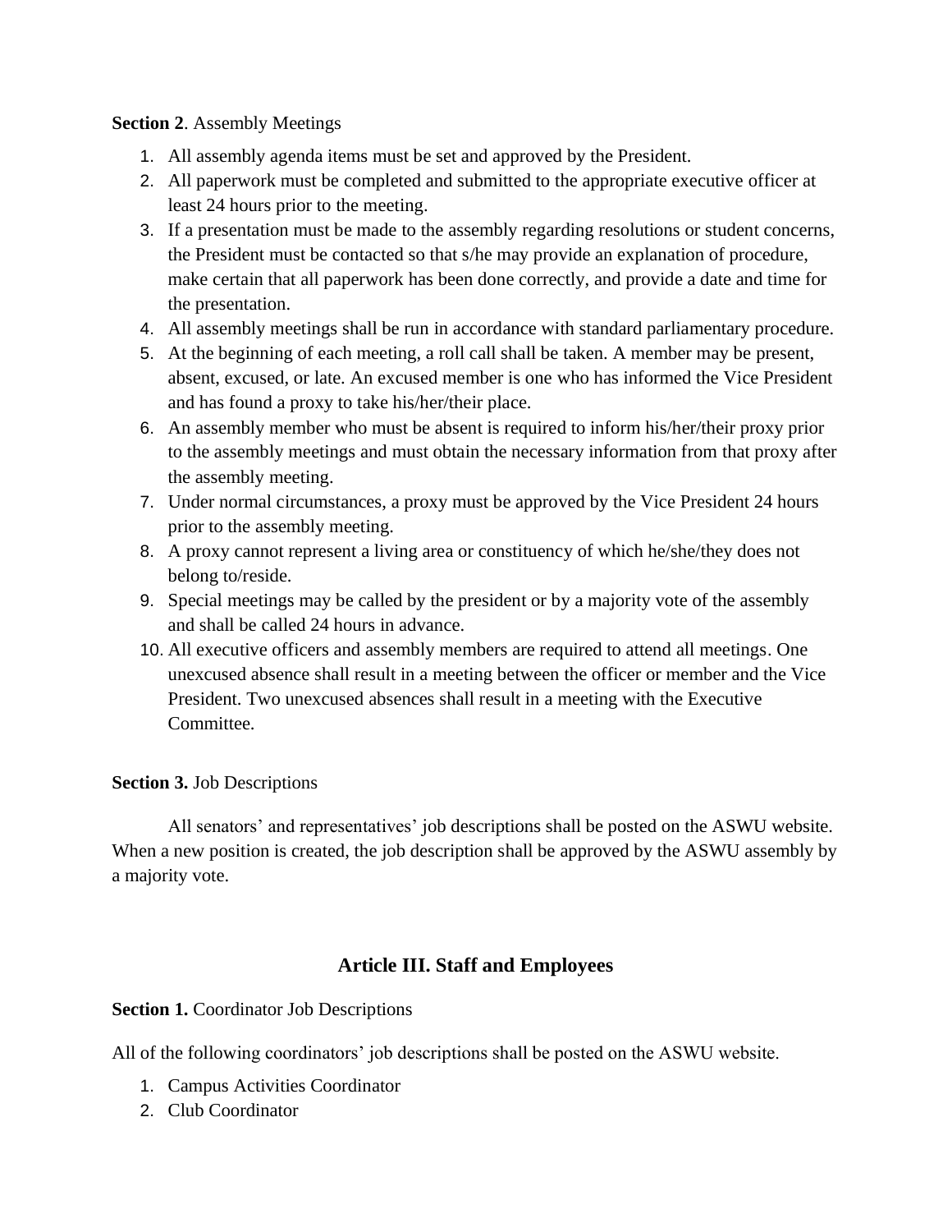**Section 2**. Assembly Meetings

1. All assembly agenda items must be set and approved by the President.
2. All paperwork must be completed and submitted to the appropriate executive officer at least 24 hours prior to the meeting.
3. If a presentation must be made to the assembly regarding resolutions or student concerns, the President must be contacted so that s/he may provide an explanation of procedure, make certain that all paperwork has been done correctly, and provide a date and time for the presentation.
4. All assembly meetings shall be run in accordance with standard parliamentary procedure.
5. At the beginning of each meeting, a roll call shall be taken. A member may be present, absent, excused, or late. An excused member is one who has informed the Vice President and has found a proxy to take his/her/their place.
6. An assembly member who must be absent is required to inform his/her/their proxy prior to the assembly meetings and must obtain the necessary information from that proxy after the assembly meeting.
7. Under normal circumstances, a proxy must be approved by the Vice President 24 hours prior to the assembly meeting.
8. A proxy cannot represent a living area or constituency of which he/she/they does not belong to/reside.
9. Special meetings may be called by the president or by a majority vote of the assembly and shall be called 24 hours in advance.
10. All executive officers and assembly members are required to attend all meetings. One unexcused absence shall result in a meeting between the officer or member and the Vice President. Two unexcused absences shall result in a meeting with the Executive Committee.

**Section 3.** Job Descriptions

All senators' and representatives' job descriptions shall be posted on the ASWU website. When a new position is created, the job description shall be approved by the ASWU assembly by a majority vote.

## Article III. Staff and Employees

**Section 1.** Coordinator Job Descriptions

All of the following coordinators' job descriptions shall be posted on the ASWU website.

1. Campus Activities Coordinator
2. Club Coordinator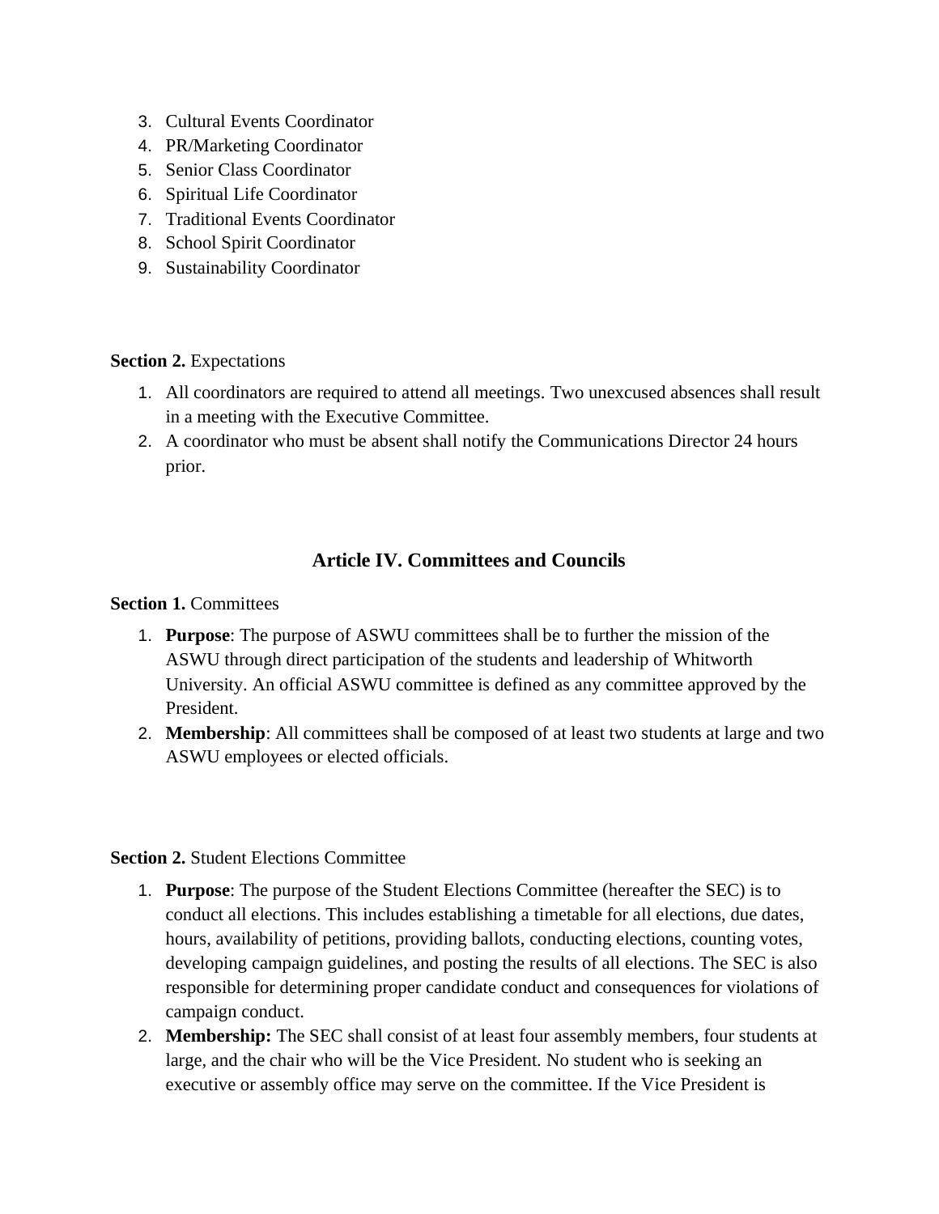3. Cultural Events Coordinator
4. PR/Marketing Coordinator
5. Senior Class Coordinator
6. Spiritual Life Coordinator
7. Traditional Events Coordinator
8. School Spirit Coordinator
9. Sustainability Coordinator

**Section 2.** Expectations

1. All coordinators are required to attend all meetings. Two unexcused absences shall result in a meeting with the Executive Committee.
2. A coordinator who must be absent shall notify the Communications Director 24 hours prior.

## Article IV. Committees and Councils

**Section 1.** Committees

1. **Purpose**: The purpose of ASWU committees shall be to further the mission of the ASWU through direct participation of the students and leadership of Whitworth University. An official ASWU committee is defined as any committee approved by the President.
2. **Membership**: All committees shall be composed of at least two students at large and two ASWU employees or elected officials.

**Section 2.** Student Elections Committee

1. **Purpose**: The purpose of the Student Elections Committee (hereafter the SEC) is to conduct all elections. This includes establishing a timetable for all elections, due dates, hours, availability of petitions, providing ballots, conducting elections, counting votes, developing campaign guidelines, and posting the results of all elections. The SEC is also responsible for determining proper candidate conduct and consequences for violations of campaign conduct.
2. **Membership:** The SEC shall consist of at least four assembly members, four students at large, and the chair who will be the Vice President. No student who is seeking an executive or assembly office may serve on the committee. If the Vice President is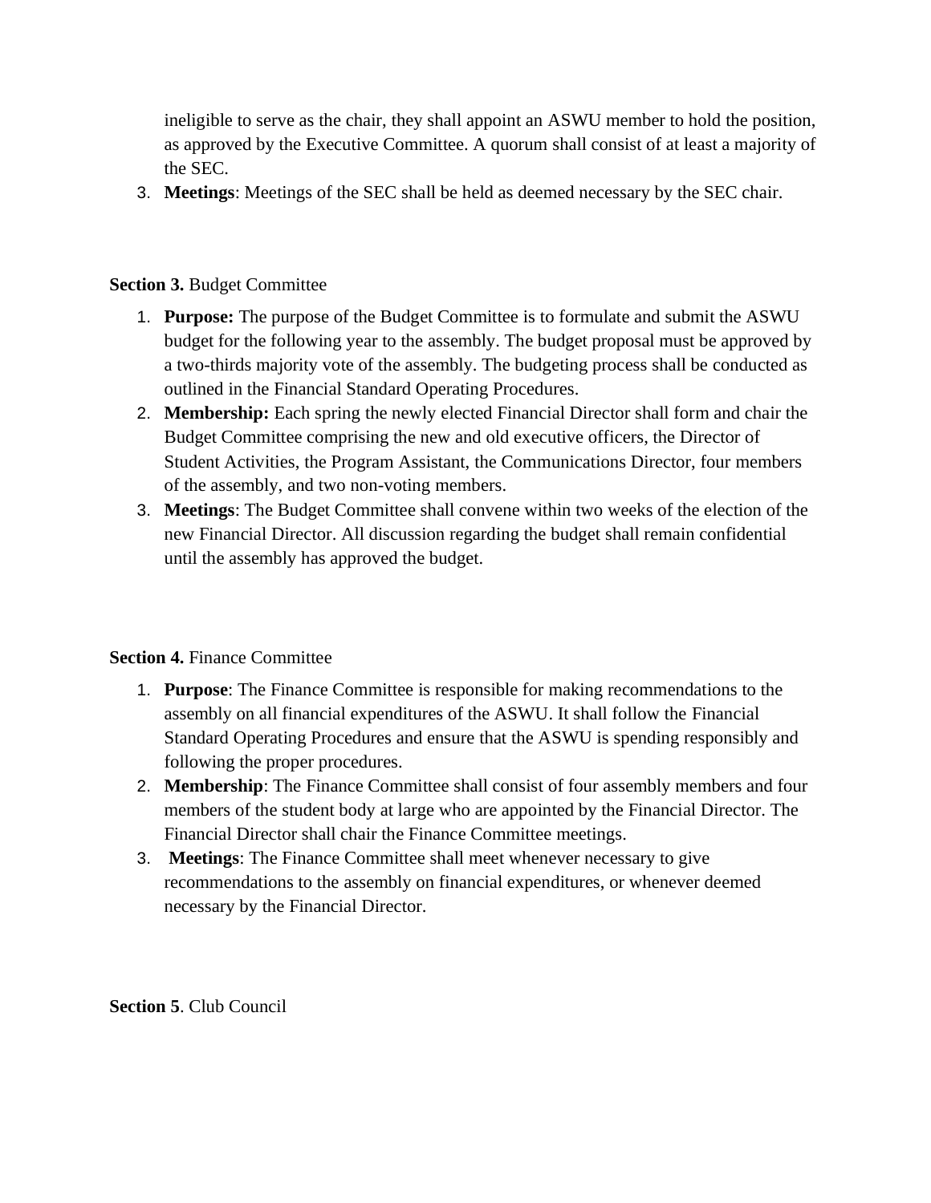ineligible to serve as the chair, they shall appoint an ASWU member to hold the position, as approved by the Executive Committee. A quorum shall consist of at least a majority of the SEC.

3. **Meetings**: Meetings of the SEC shall be held as deemed necessary by the SEC chair.

**Section 3.** Budget Committee

1. **Purpose:** The purpose of the Budget Committee is to formulate and submit the ASWU budget for the following year to the assembly. The budget proposal must be approved by a two-thirds majority vote of the assembly. The budgeting process shall be conducted as outlined in the Financial Standard Operating Procedures.
2. **Membership:** Each spring the newly elected Financial Director shall form and chair the Budget Committee comprising the new and old executive officers, the Director of Student Activities, the Program Assistant, the Communications Director, four members of the assembly, and two non-voting members.
3. **Meetings**: The Budget Committee shall convene within two weeks of the election of the new Financial Director. All discussion regarding the budget shall remain confidential until the assembly has approved the budget.

**Section 4.** Finance Committee

1. **Purpose**: The Finance Committee is responsible for making recommendations to the assembly on all financial expenditures of the ASWU. It shall follow the Financial Standard Operating Procedures and ensure that the ASWU is spending responsibly and following the proper procedures.
2. **Membership**: The Finance Committee shall consist of four assembly members and four members of the student body at large who are appointed by the Financial Director. The Financial Director shall chair the Finance Committee meetings.
3. **Meetings**: The Finance Committee shall meet whenever necessary to give recommendations to the assembly on financial expenditures, or whenever deemed necessary by the Financial Director.

**Section 5**. Club Council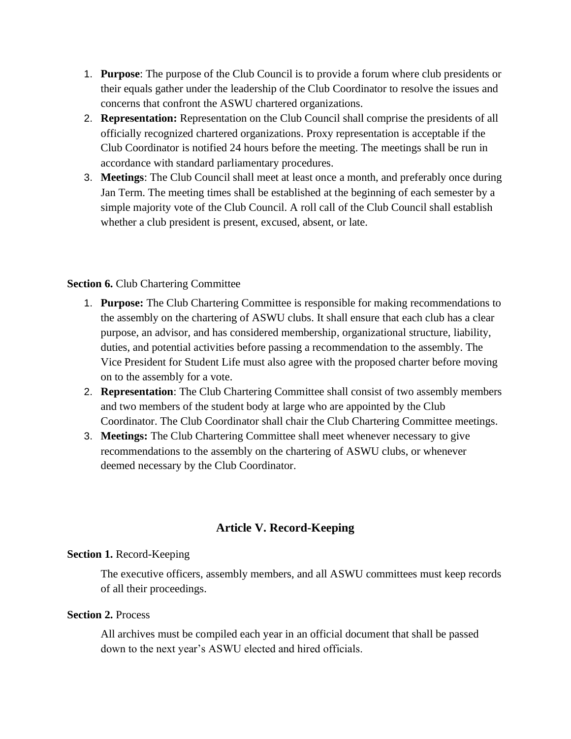1. **Purpose**: The purpose of the Club Council is to provide a forum where club presidents or their equals gather under the leadership of the Club Coordinator to resolve the issues and concerns that confront the ASWU chartered organizations.
2. **Representation:** Representation on the Club Council shall comprise the presidents of all officially recognized chartered organizations. Proxy representation is acceptable if the Club Coordinator is notified 24 hours before the meeting. The meetings shall be run in accordance with standard parliamentary procedures.
3. **Meetings**: The Club Council shall meet at least once a month, and preferably once during Jan Term. The meeting times shall be established at the beginning of each semester by a simple majority vote of the Club Council. A roll call of the Club Council shall establish whether a club president is present, excused, absent, or late.

**Section 6.** Club Chartering Committee

1. **Purpose:** The Club Chartering Committee is responsible for making recommendations to the assembly on the chartering of ASWU clubs. It shall ensure that each club has a clear purpose, an advisor, and has considered membership, organizational structure, liability, duties, and potential activities before passing a recommendation to the assembly. The Vice President for Student Life must also agree with the proposed charter before moving on to the assembly for a vote.
2. **Representation**: The Club Chartering Committee shall consist of two assembly members and two members of the student body at large who are appointed by the Club Coordinator. The Club Coordinator shall chair the Club Chartering Committee meetings.
3. **Meetings:** The Club Chartering Committee shall meet whenever necessary to give recommendations to the assembly on the chartering of ASWU clubs, or whenever deemed necessary by the Club Coordinator.

## Article V. Record-Keeping

**Section 1.** Record-Keeping

The executive officers, assembly members, and all ASWU committees must keep records of all their proceedings.

**Section 2.** Process

All archives must be compiled each year in an official document that shall be passed down to the next year's ASWU elected and hired officials.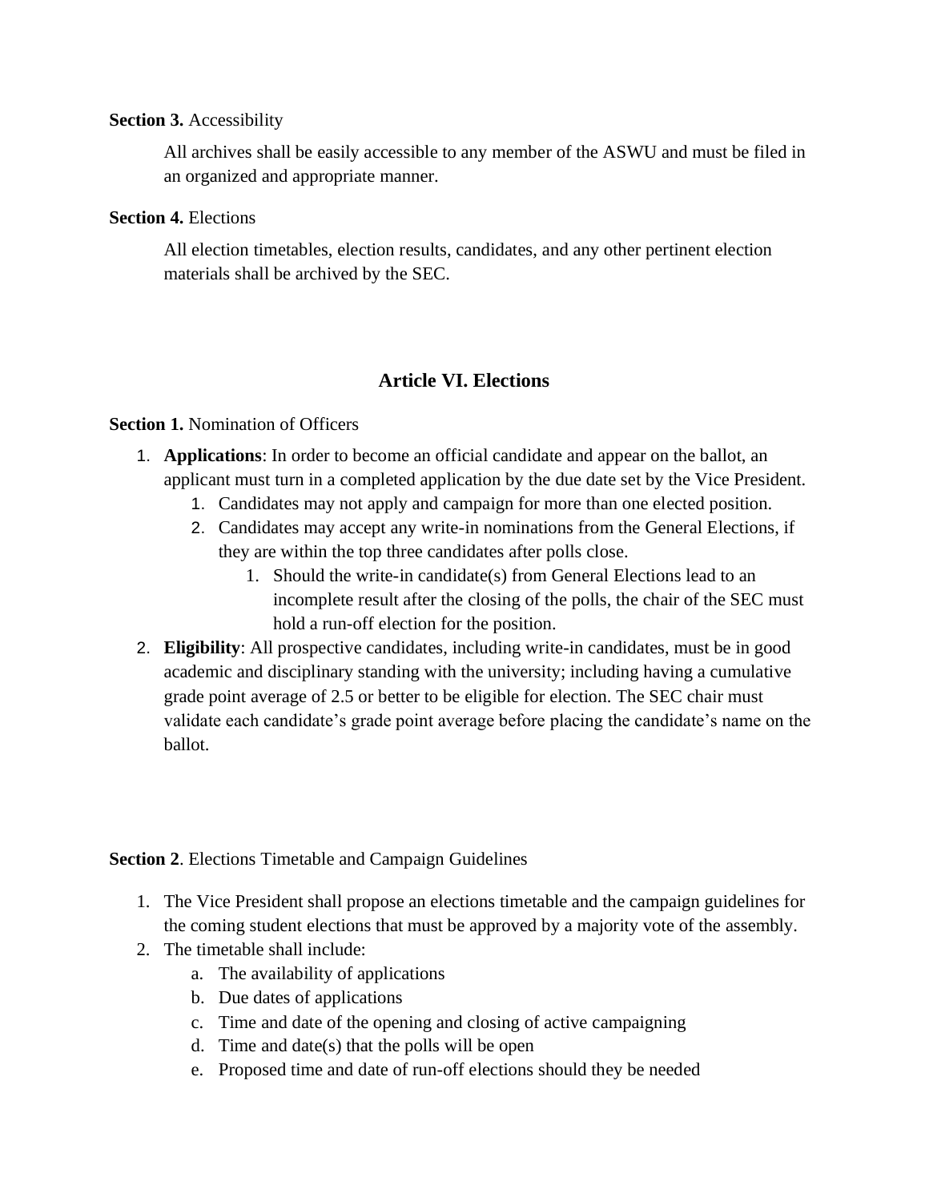**Section 3.** Accessibility

All archives shall be easily accessible to any member of the ASWU and must be filed in an organized and appropriate manner.

**Section 4.** Elections

All election timetables, election results, candidates, and any other pertinent election materials shall be archived by the SEC.

## Article VI. Elections

**Section 1.** Nomination of Officers

1. **Applications**: In order to become an official candidate and appear on the ballot, an applicant must turn in a completed application by the due date set by the Vice President.
    1. Candidates may not apply and campaign for more than one elected position.
    2. Candidates may accept any write-in nominations from the General Elections, if they are within the top three candidates after polls close.
        1. Should the write-in candidate(s) from General Elections lead to an incomplete result after the closing of the polls, the chair of the SEC must hold a run-off election for the position.
2. **Eligibility**: All prospective candidates, including write-in candidates, must be in good academic and disciplinary standing with the university; including having a cumulative grade point average of 2.5 or better to be eligible for election. The SEC chair must validate each candidate's grade point average before placing the candidate's name on the ballot.

**Section 2**. Elections Timetable and Campaign Guidelines

1. The Vice President shall propose an elections timetable and the campaign guidelines for the coming student elections that must be approved by a majority vote of the assembly.
2. The timetable shall include:
    a. The availability of applications
    b. Due dates of applications
    c. Time and date of the opening and closing of active campaigning
    d. Time and date(s) that the polls will be open
    e. Proposed time and date of run-off elections should they be needed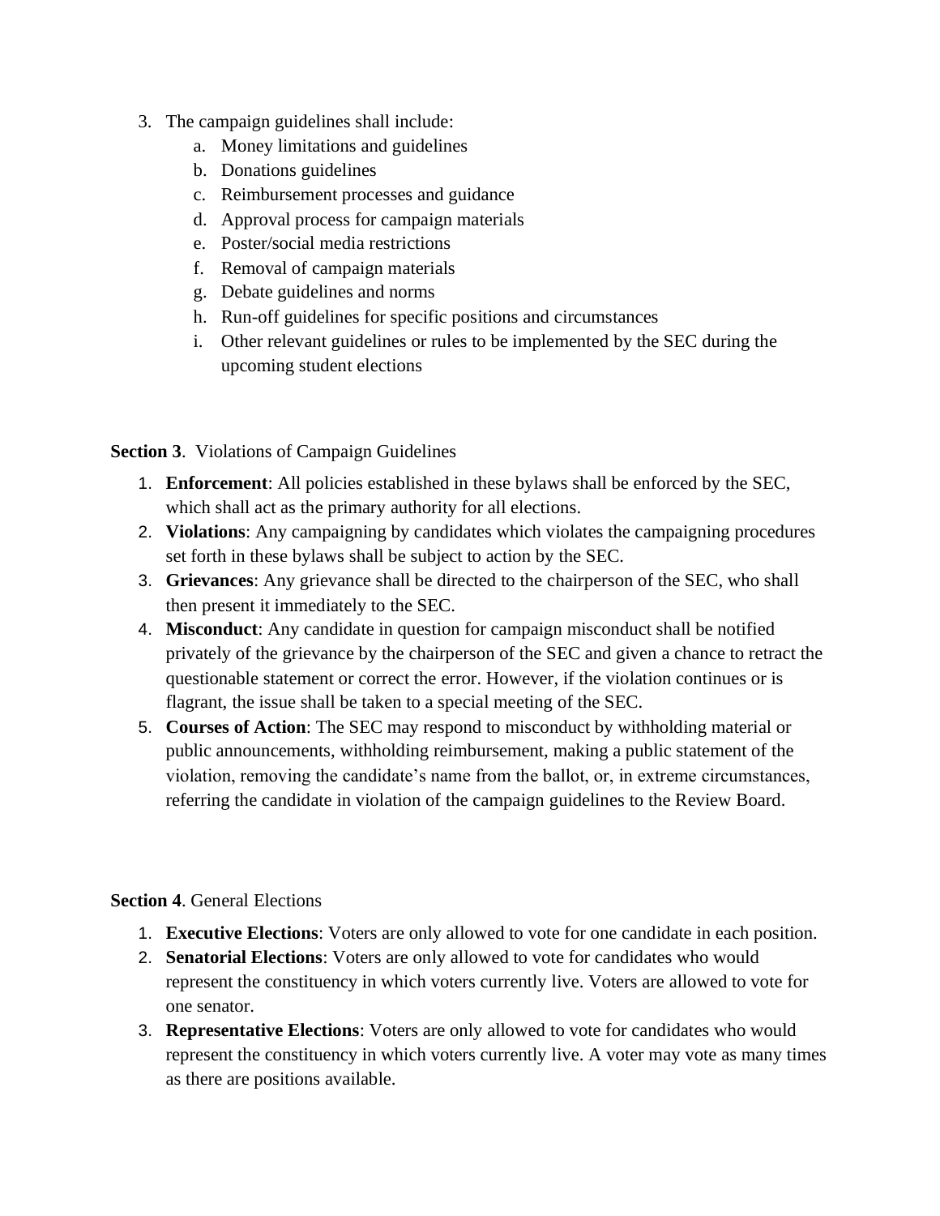3. The campaign guidelines shall include:
    a. Money limitations and guidelines
    b. Donations guidelines
    c. Reimbursement processes and guidance
    d. Approval process for campaign materials
    e. Poster/social media restrictions
    f. Removal of campaign materials
    g. Debate guidelines and norms
    h. Run-off guidelines for specific positions and circumstances
    i. Other relevant guidelines or rules to be implemented by the SEC during the upcoming student elections

**Section 3**. Violations of Campaign Guidelines

1. **Enforcement**: All policies established in these bylaws shall be enforced by the SEC, which shall act as the primary authority for all elections.
2. **Violations**: Any campaigning by candidates which violates the campaigning procedures set forth in these bylaws shall be subject to action by the SEC.
3. **Grievances**: Any grievance shall be directed to the chairperson of the SEC, who shall then present it immediately to the SEC.
4. **Misconduct**: Any candidate in question for campaign misconduct shall be notified privately of the grievance by the chairperson of the SEC and given a chance to retract the questionable statement or correct the error. However, if the violation continues or is flagrant, the issue shall be taken to a special meeting of the SEC.
5. **Courses of Action**: The SEC may respond to misconduct by withholding material or public announcements, withholding reimbursement, making a public statement of the violation, removing the candidate's name from the ballot, or, in extreme circumstances, referring the candidate in violation of the campaign guidelines to the Review Board.

**Section 4**. General Elections

1. **Executive Elections**: Voters are only allowed to vote for one candidate in each position.
2. **Senatorial Elections**: Voters are only allowed to vote for candidates who would represent the constituency in which voters currently live. Voters are allowed to vote for one senator.
3. **Representative Elections**: Voters are only allowed to vote for candidates who would represent the constituency in which voters currently live. A voter may vote as many times as there are positions available.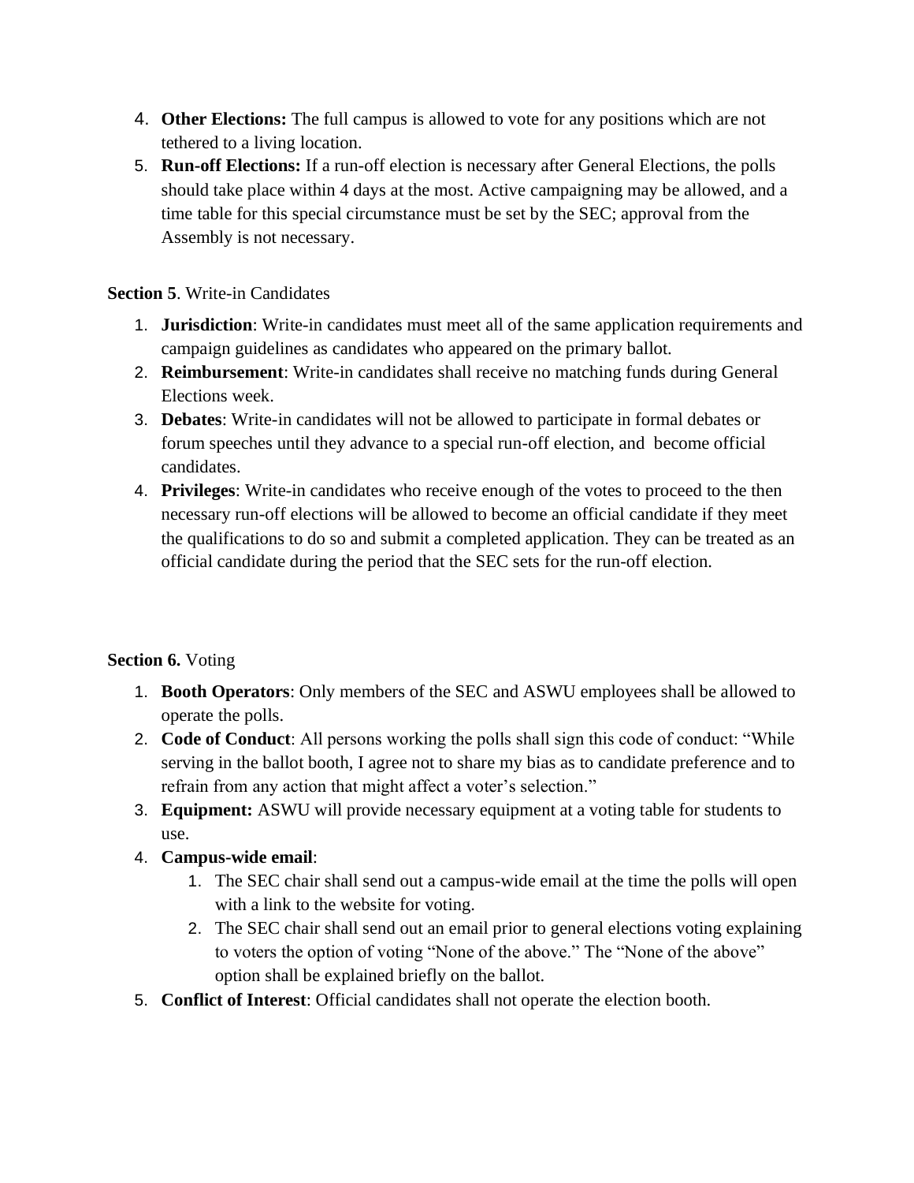4. **Other Elections:** The full campus is allowed to vote for any positions which are not tethered to a living location.
5. **Run-off Elections:** If a run-off election is necessary after General Elections, the polls should take place within 4 days at the most. Active campaigning may be allowed, and a time table for this special circumstance must be set by the SEC; approval from the Assembly is not necessary.

**Section 5**. Write-in Candidates

1. **Jurisdiction**: Write-in candidates must meet all of the same application requirements and campaign guidelines as candidates who appeared on the primary ballot.
2. **Reimbursement**: Write-in candidates shall receive no matching funds during General Elections week.
3. **Debates**: Write-in candidates will not be allowed to participate in formal debates or forum speeches until they advance to a special run-off election, and become official candidates.
4. **Privileges**: Write-in candidates who receive enough of the votes to proceed to the then necessary run-off elections will be allowed to become an official candidate if they meet the qualifications to do so and submit a completed application. They can be treated as an official candidate during the period that the SEC sets for the run-off election.

**Section 6.** Voting

1. **Booth Operators**: Only members of the SEC and ASWU employees shall be allowed to operate the polls.
2. **Code of Conduct**: All persons working the polls shall sign this code of conduct: "While serving in the ballot booth, I agree not to share my bias as to candidate preference and to refrain from any action that might affect a voter's selection."
3. **Equipment:** ASWU will provide necessary equipment at a voting table for students to use.
4. **Campus-wide email**:
    1. The SEC chair shall send out a campus-wide email at the time the polls will open with a link to the website for voting.
    2. The SEC chair shall send out an email prior to general elections voting explaining to voters the option of voting "None of the above." The "None of the above" option shall be explained briefly on the ballot.
5. **Conflict of Interest**: Official candidates shall not operate the election booth.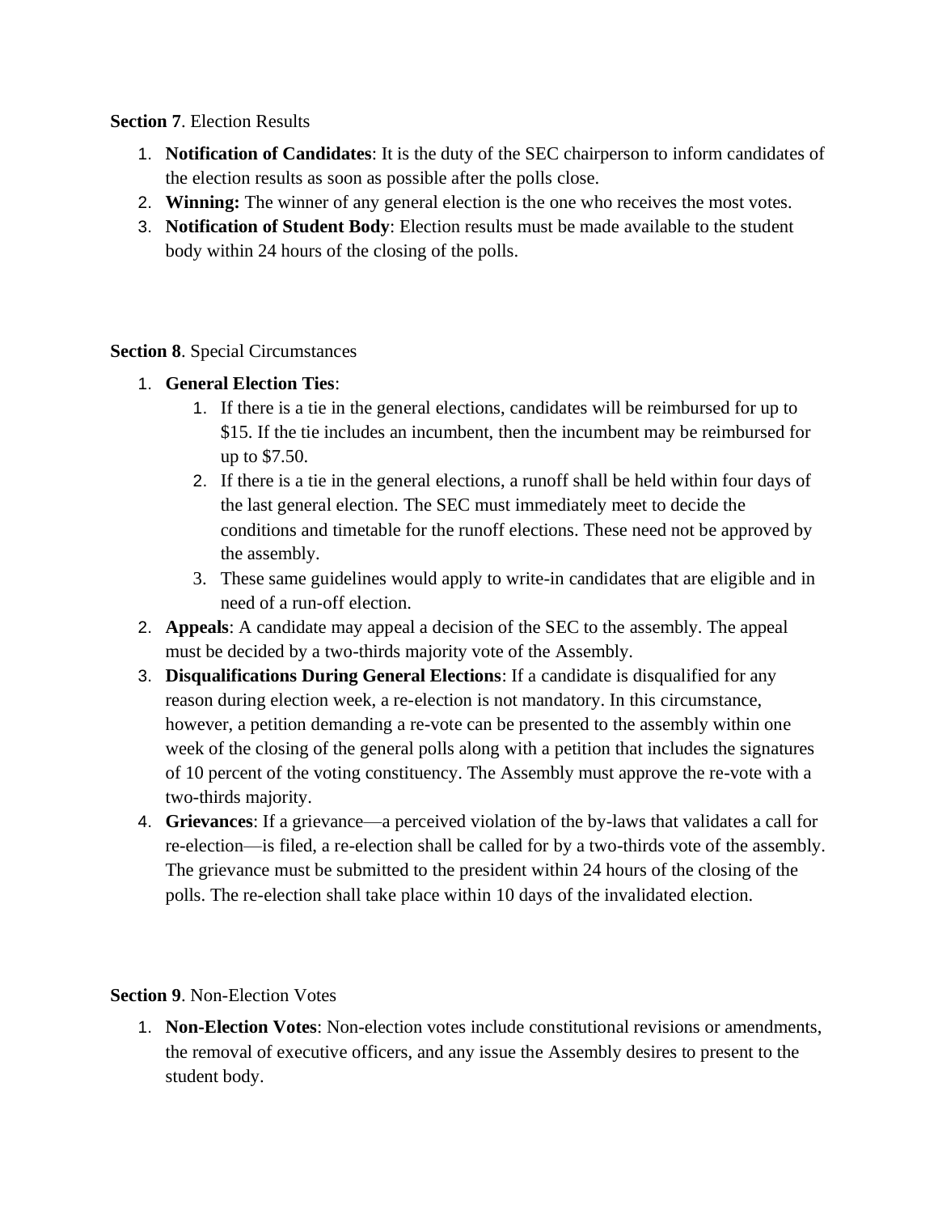**Section 7**. Election Results

1. **Notification of Candidates**: It is the duty of the SEC chairperson to inform candidates of the election results as soon as possible after the polls close.
2. **Winning:** The winner of any general election is the one who receives the most votes.
3. **Notification of Student Body**: Election results must be made available to the student body within 24 hours of the closing of the polls.

**Section 8**. Special Circumstances

1. **General Election Ties**:
    1. If there is a tie in the general elections, candidates will be reimbursed for up to $15. If the tie includes an incumbent, then the incumbent may be reimbursed for up to $7.50.
    2. If there is a tie in the general elections, a runoff shall be held within four days of the last general election. The SEC must immediately meet to decide the conditions and timetable for the runoff elections. These need not be approved by the assembly.
    3. These same guidelines would apply to write-in candidates that are eligible and in need of a run-off election.
2. **Appeals**: A candidate may appeal a decision of the SEC to the assembly. The appeal must be decided by a two-thirds majority vote of the Assembly.
3. **Disqualifications During General Elections**: If a candidate is disqualified for any reason during election week, a re-election is not mandatory. In this circumstance, however, a petition demanding a re-vote can be presented to the assembly within one week of the closing of the general polls along with a petition that includes the signatures of 10 percent of the voting constituency. The Assembly must approve the re-vote with a two-thirds majority.
4. **Grievances**: If a grievance—a perceived violation of the by-laws that validates a call for re-election—is filed, a re-election shall be called for by a two-thirds vote of the assembly. The grievance must be submitted to the president within 24 hours of the closing of the polls. The re-election shall take place within 10 days of the invalidated election.

**Section 9**. Non-Election Votes

1. **Non-Election Votes**: Non-election votes include constitutional revisions or amendments, the removal of executive officers, and any issue the Assembly desires to present to the student body.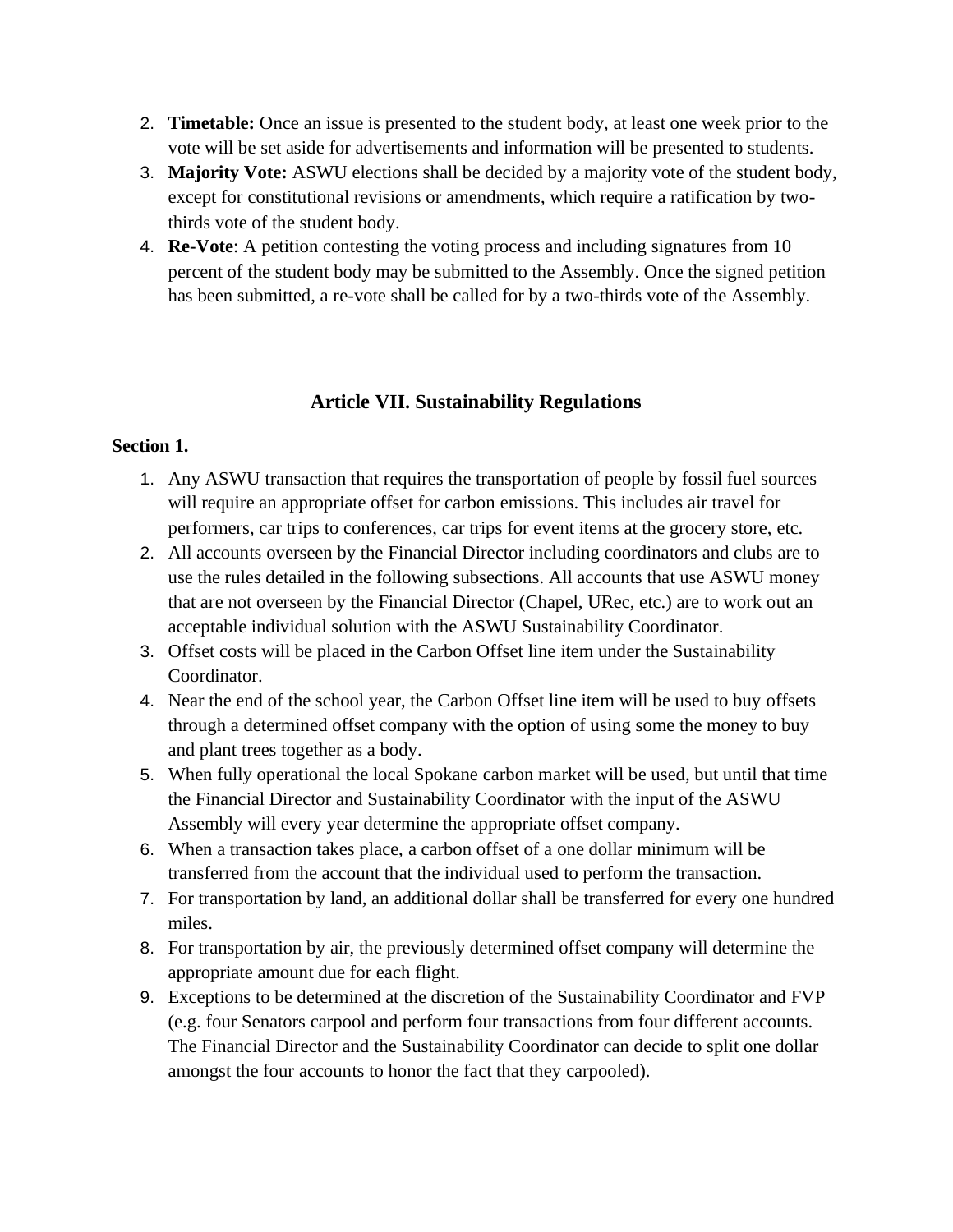2. **Timetable:** Once an issue is presented to the student body, at least one week prior to the vote will be set aside for advertisements and information will be presented to students.
3. **Majority Vote:** ASWU elections shall be decided by a majority vote of the student body, except for constitutional revisions or amendments, which require a ratification by two-thirds vote of the student body.
4. **Re-Vote**: A petition contesting the voting process and including signatures from 10 percent of the student body may be submitted to the Assembly. Once the signed petition has been submitted, a re-vote shall be called for by a two-thirds vote of the Assembly.

## Article VII. Sustainability Regulations

**Section 1.**

1. Any ASWU transaction that requires the transportation of people by fossil fuel sources will require an appropriate offset for carbon emissions. This includes air travel for performers, car trips to conferences, car trips for event items at the grocery store, etc.
2. All accounts overseen by the Financial Director including coordinators and clubs are to use the rules detailed in the following subsections. All accounts that use ASWU money that are not overseen by the Financial Director (Chapel, URec, etc.) are to work out an acceptable individual solution with the ASWU Sustainability Coordinator.
3. Offset costs will be placed in the Carbon Offset line item under the Sustainability Coordinator.
4. Near the end of the school year, the Carbon Offset line item will be used to buy offsets through a determined offset company with the option of using some the money to buy and plant trees together as a body.
5. When fully operational the local Spokane carbon market will be used, but until that time the Financial Director and Sustainability Coordinator with the input of the ASWU Assembly will every year determine the appropriate offset company.
6. When a transaction takes place, a carbon offset of a one dollar minimum will be transferred from the account that the individual used to perform the transaction.
7. For transportation by land, an additional dollar shall be transferred for every one hundred miles.
8. For transportation by air, the previously determined offset company will determine the appropriate amount due for each flight.
9. Exceptions to be determined at the discretion of the Sustainability Coordinator and FVP (e.g. four Senators carpool and perform four transactions from four different accounts. The Financial Director and the Sustainability Coordinator can decide to split one dollar amongst the four accounts to honor the fact that they carpooled).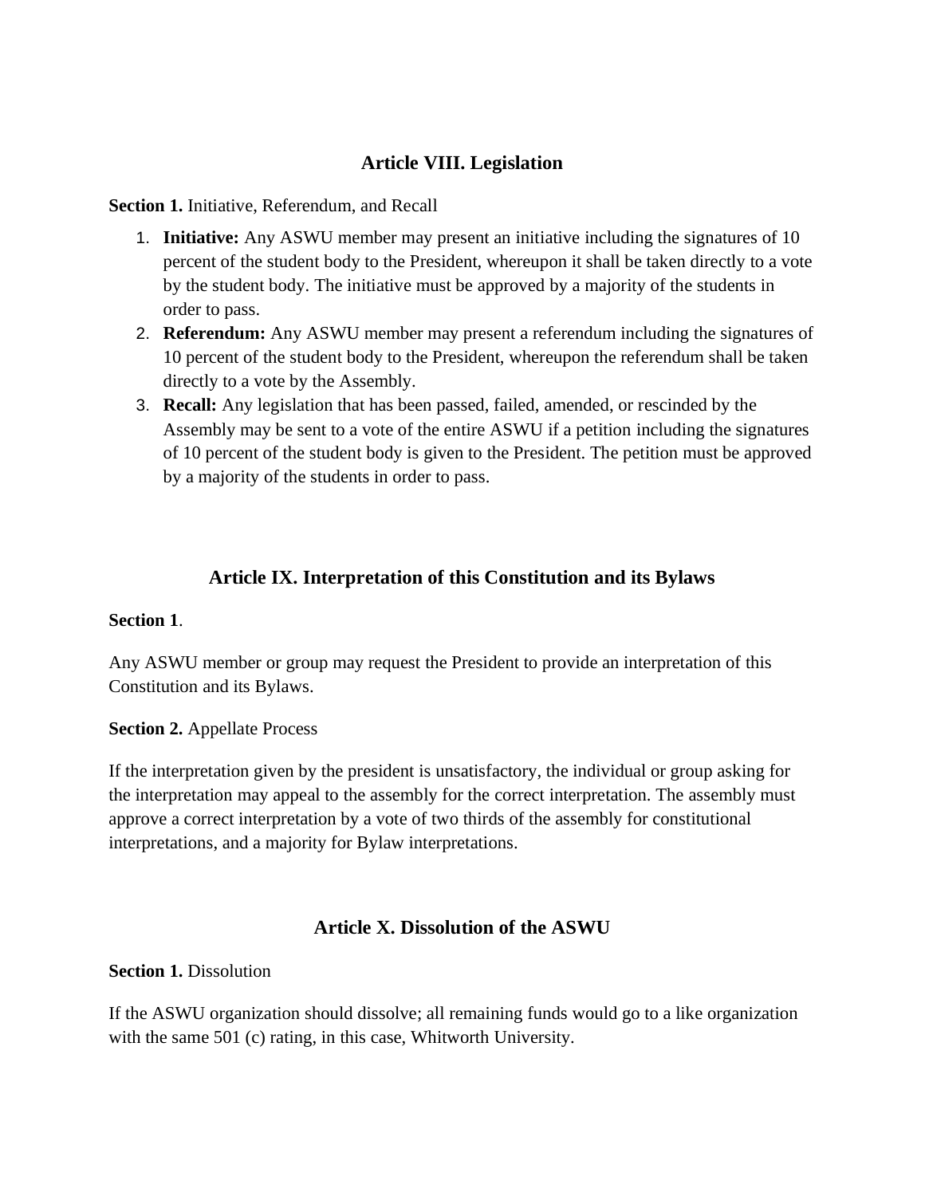## Article VIII. Legislation

**Section 1.** Initiative, Referendum, and Recall

1. **Initiative:** Any ASWU member may present an initiative including the signatures of 10 percent of the student body to the President, whereupon it shall be taken directly to a vote by the student body. The initiative must be approved by a majority of the students in order to pass.
2. **Referendum:** Any ASWU member may present a referendum including the signatures of 10 percent of the student body to the President, whereupon the referendum shall be taken directly to a vote by the Assembly.
3. **Recall:** Any legislation that has been passed, failed, amended, or rescinded by the Assembly may be sent to a vote of the entire ASWU if a petition including the signatures of 10 percent of the student body is given to the President. The petition must be approved by a majority of the students in order to pass.

## Article IX. Interpretation of this Constitution and its Bylaws

**Section 1**.

Any ASWU member or group may request the President to provide an interpretation of this Constitution and its Bylaws.

**Section 2.** Appellate Process

If the interpretation given by the president is unsatisfactory, the individual or group asking for the interpretation may appeal to the assembly for the correct interpretation. The assembly must approve a correct interpretation by a vote of two thirds of the assembly for constitutional interpretations, and a majority for Bylaw interpretations.

## Article X. Dissolution of the ASWU

**Section 1.** Dissolution

If the ASWU organization should dissolve; all remaining funds would go to a like organization with the same 501 (c) rating, in this case, Whitworth University.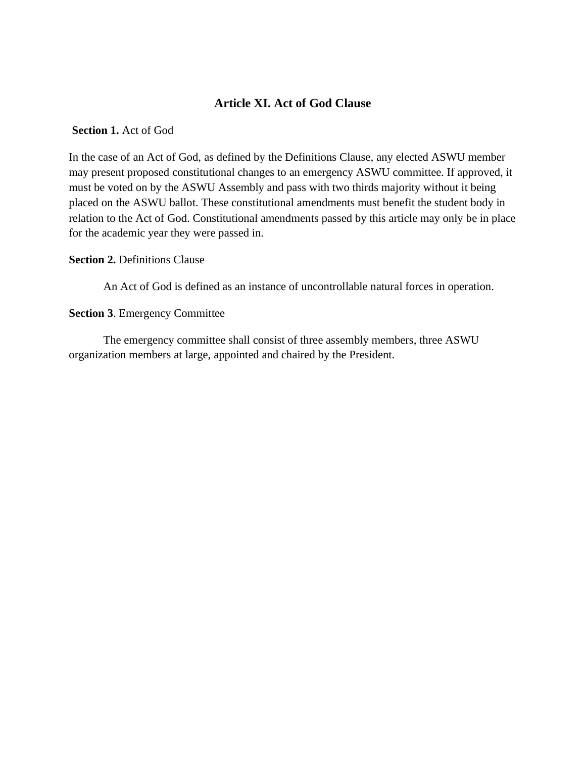## Article XI. Act of God Clause

**Section 1.** Act of God

In the case of an Act of God, as defined by the Definitions Clause, any elected ASWU member may present proposed constitutional changes to an emergency ASWU committee. If approved, it must be voted on by the ASWU Assembly and pass with two thirds majority without it being placed on the ASWU ballot. These constitutional amendments must benefit the student body in relation to the Act of God. Constitutional amendments passed by this article may only be in place for the academic year they were passed in.

**Section 2.** Definitions Clause

An Act of God is defined as an instance of uncontrollable natural forces in operation.

**Section 3**. Emergency Committee

The emergency committee shall consist of three assembly members, three ASWU organization members at large, appointed and chaired by the President.